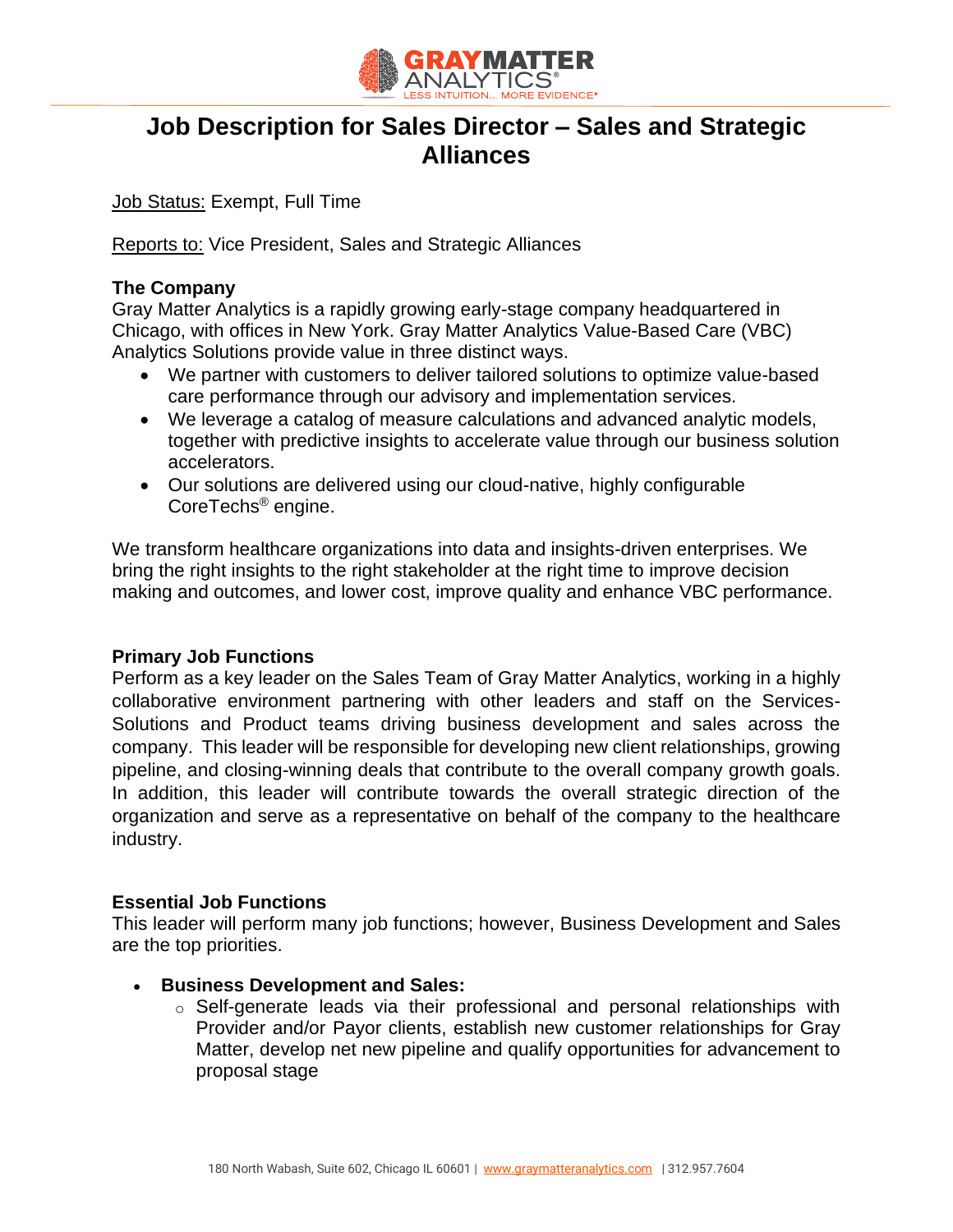# Job Description for Sales Director – Sales and Strategic Alliances

Job Status: Exempt, Full Time

Reports to: Vice President, Sales and Strategic Alliances

**The Company**

Gray Matter Analytics is a rapidly growing early-stage company headquartered in Chicago, with offices in New York. Gray Matter Analytics Value-Based Care (VBC) Analytics Solutions provide value in three distinct ways.

- We partner with customers to deliver tailored solutions to optimize value-based care performance through our advisory and implementation services.
- We leverage a catalog of measure calculations and advanced analytic models, together with predictive insights to accelerate value through our business solution accelerators.
- Our solutions are delivered using our cloud-native, highly configurable CoreTechs® engine.

We transform healthcare organizations into data and insights-driven enterprises. We bring the right insights to the right stakeholder at the right time to improve decision making and outcomes, and lower cost, improve quality and enhance VBC performance.

**Primary Job Functions**

Perform as a key leader on the Sales Team of Gray Matter Analytics, working in a highly collaborative environment partnering with other leaders and staff on the Services-Solutions and Product teams driving business development and sales across the company. This leader will be responsible for developing new client relationships, growing pipeline, and closing-winning deals that contribute to the overall company growth goals. In addition, this leader will contribute towards the overall strategic direction of the organization and serve as a representative on behalf of the company to the healthcare industry.

**Essential Job Functions**

This leader will perform many job functions; however, Business Development and Sales are the top priorities.

- **Business Development and Sales:**
  - Self-generate leads via their professional and personal relationships with Provider and/or Payor clients, establish new customer relationships for Gray Matter, develop net new pipeline and qualify opportunities for advancement to proposal stage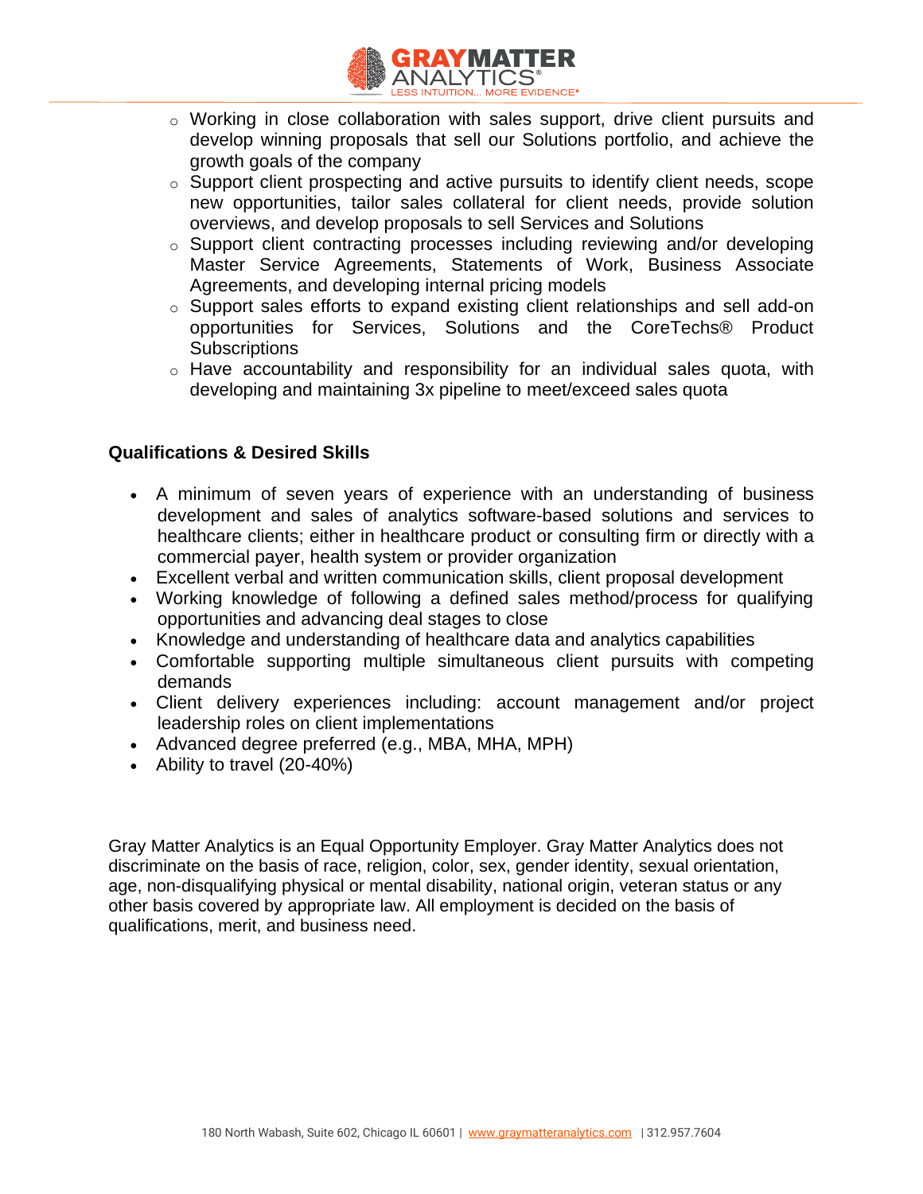- Working in close collaboration with sales support, drive client pursuits and develop winning proposals that sell our Solutions portfolio, and achieve the growth goals of the company
- Support client prospecting and active pursuits to identify client needs, scope new opportunities, tailor sales collateral for client needs, provide solution overviews, and develop proposals to sell Services and Solutions
- Support client contracting processes including reviewing and/or developing Master Service Agreements, Statements of Work, Business Associate Agreements, and developing internal pricing models
- Support sales efforts to expand existing client relationships and sell add-on opportunities for Services, Solutions and the CoreTechs® Product Subscriptions
- Have accountability and responsibility for an individual sales quota, with developing and maintaining 3x pipeline to meet/exceed sales quota

**Qualifications & Desired Skills**

- A minimum of seven years of experience with an understanding of business development and sales of analytics software-based solutions and services to healthcare clients; either in healthcare product or consulting firm or directly with a commercial payer, health system or provider organization
- Excellent verbal and written communication skills, client proposal development
- Working knowledge of following a defined sales method/process for qualifying opportunities and advancing deal stages to close
- Knowledge and understanding of healthcare data and analytics capabilities
- Comfortable supporting multiple simultaneous client pursuits with competing demands
- Client delivery experiences including: account management and/or project leadership roles on client implementations
- Advanced degree preferred (e.g., MBA, MHA, MPH)
- Ability to travel (20-40%)

Gray Matter Analytics is an Equal Opportunity Employer. Gray Matter Analytics does not discriminate on the basis of race, religion, color, sex, gender identity, sexual orientation, age, non-disqualifying physical or mental disability, national origin, veteran status or any other basis covered by appropriate law. All employment is decided on the basis of qualifications, merit, and business need.